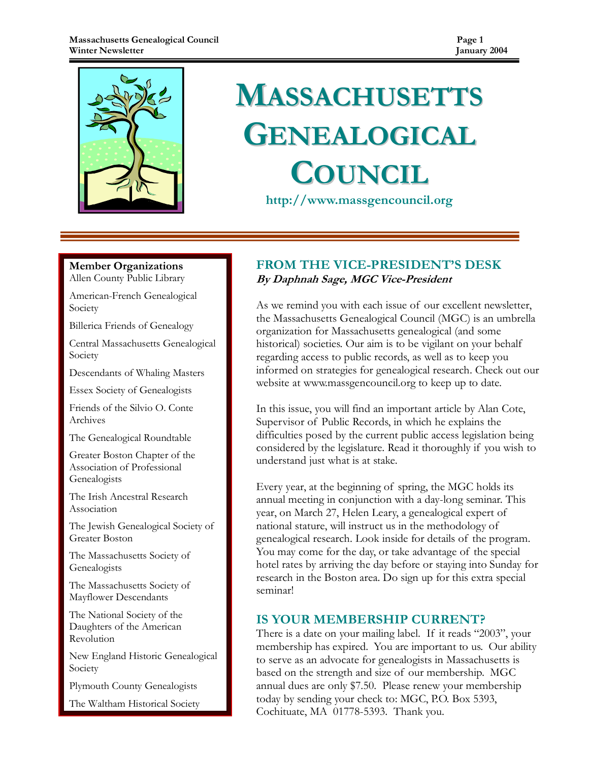# MASSACHUSETTS GENEALOGICAL COUNCIL

http://www.massgencouncil.org

**Member Organizations**

Allen County Public Library

American-French Genealogical Society

Billerica Friends of Genealogy

Central Massachusetts Genealogical Society

Descendants of Whaling Masters

Essex Society of Genealogists

Friends of the Silvio O. Conte Archives

The Genealogical Roundtable

Greater Boston Chapter of the Association of Professional Genealogists

The Irish Ancestral Research Association

The Jewish Genealogical Society of Greater Boston

The Massachusetts Society of Genealogists

The Massachusetts Society of Mayflower Descendants

The National Society of the Daughters of the American Revolution

New England Historic Genealogical Society

Plymouth County Genealogists

The Waltham Historical Society

## FROM THE VICE-PRESIDENT'S DESK

***By Daphnah Sage, MGC Vice-President***

As we remind you with each issue of our excellent newsletter, the Massachusetts Genealogical Council (MGC) is an umbrella organization for Massachusetts genealogical (and some historical) societies. Our aim is to be vigilant on your behalf regarding access to public records, as well as to keep you informed on strategies for genealogical research. Check out our website at www.massgencouncil.org to keep up to date.

In this issue, you will find an important article by Alan Cote, Supervisor of Public Records, in which he explains the difficulties posed by the current public access legislation being considered by the legislature. Read it thoroughly if you wish to understand just what is at stake.

Every year, at the beginning of spring, the MGC holds its annual meeting in conjunction with a day-long seminar. This year, on March 27, Helen Leary, a genealogical expert of national stature, will instruct us in the methodology of genealogical research. Look inside for details of the program. You may come for the day, or take advantage of the special hotel rates by arriving the day before or staying into Sunday for research in the Boston area. Do sign up for this extra special seminar!

## IS YOUR MEMBERSHIP CURRENT?

There is a date on your mailing label. If it reads "2003", your membership has expired. You are important to us. Our ability to serve as an advocate for genealogists in Massachusetts is based on the strength and size of our membership. MGC annual dues are only $7.50. Please renew your membership today by sending your check to: MGC, P.O. Box 5393, Cochituate, MA 01778-5393. Thank you.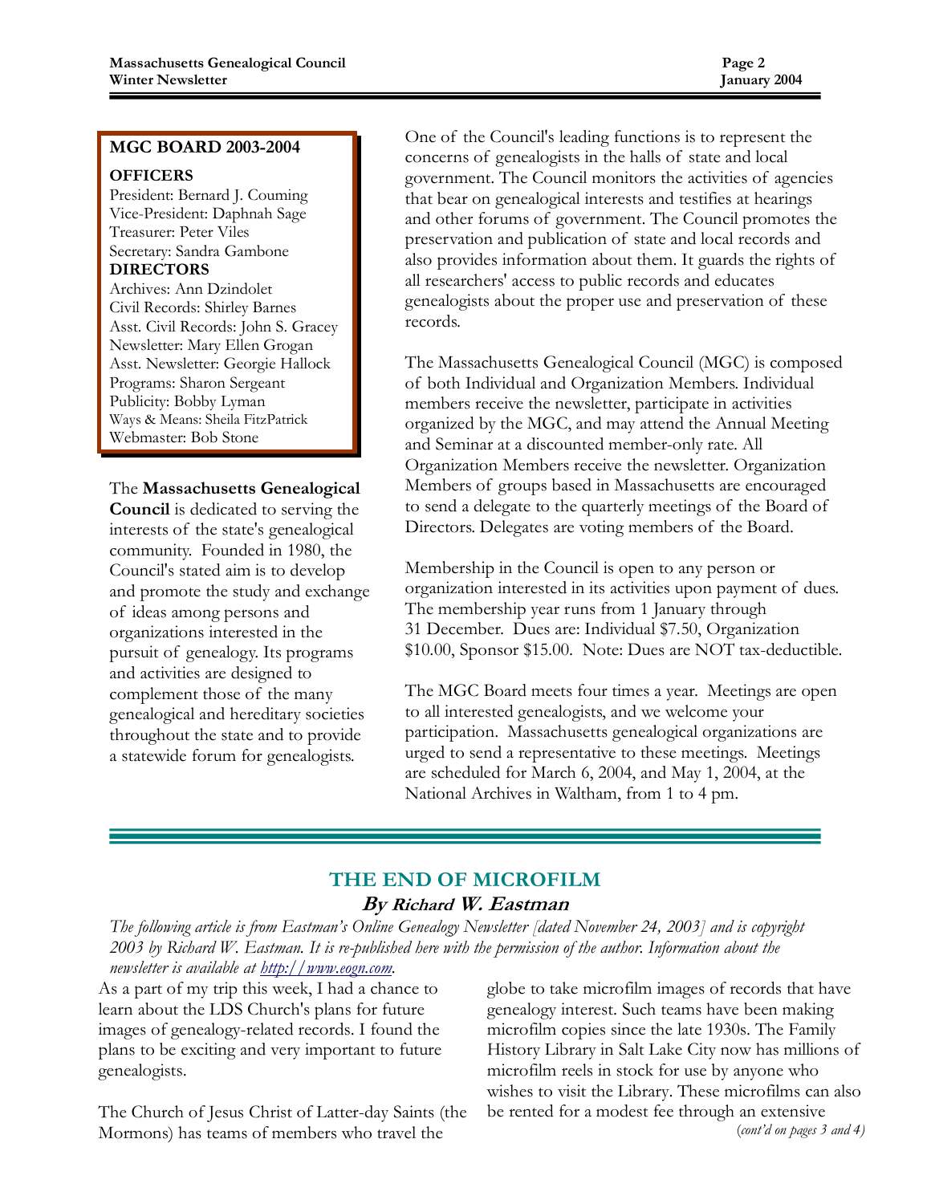**MGC BOARD 2003-2004**

**OFFICERS**

President: Bernard J. Couming
Vice-President: Daphnah Sage
Treasurer: Peter Viles
Secretary: Sandra Gambone

**DIRECTORS**

Archives: Ann Dzindolet
Civil Records: Shirley Barnes
Asst. Civil Records: John S. Gracey
Newsletter: Mary Ellen Grogan
Asst. Newsletter: Georgie Hallock
Programs: Sharon Sergeant
Publicity: Bobby Lyman
Ways & Means: Sheila FitzPatrick
Webmaster: Bob Stone

The **Massachusetts Genealogical Council** is dedicated to serving the interests of the state's genealogical community. Founded in 1980, the Council's stated aim is to develop and promote the study and exchange of ideas among persons and organizations interested in the pursuit of genealogy. Its programs and activities are designed to complement those of the many genealogical and hereditary societies throughout the state and to provide a statewide forum for genealogists.

One of the Council's leading functions is to represent the concerns of genealogists in the halls of state and local government. The Council monitors the activities of agencies that bear on genealogical interests and testifies at hearings and other forums of government. The Council promotes the preservation and publication of state and local records and also provides information about them. It guards the rights of all researchers' access to public records and educates genealogists about the proper use and preservation of these records.

The Massachusetts Genealogical Council (MGC) is composed of both Individual and Organization Members. Individual members receive the newsletter, participate in activities organized by the MGC, and may attend the Annual Meeting and Seminar at a discounted member-only rate. All Organization Members receive the newsletter. Organization Members of groups based in Massachusetts are encouraged to send a delegate to the quarterly meetings of the Board of Directors. Delegates are voting members of the Board.

Membership in the Council is open to any person or organization interested in its activities upon payment of dues. The membership year runs from 1 January through 31 December. Dues are: Individual $7.50, Organization $10.00, Sponsor $15.00. Note: Dues are NOT tax-deductible.

The MGC Board meets four times a year. Meetings are open to all interested genealogists, and we welcome your participation. Massachusetts genealogical organizations are urged to send a representative to these meetings. Meetings are scheduled for March 6, 2004, and May 1, 2004, at the National Archives in Waltham, from 1 to 4 pm.

## THE END OF MICROFILM

### By Richard W. Eastman

*The following article is from Eastman's Online Genealogy Newsletter [dated November 24, 2003] and is copyright 2003 by Richard W. Eastman. It is re-published here with the permission of the author. Information about the newsletter is available at http://www.eogn.com.*

As a part of my trip this week, I had a chance to learn about the LDS Church's plans for future images of genealogy-related records. I found the plans to be exciting and very important to future genealogists.

The Church of Jesus Christ of Latter-day Saints (the Mormons) has teams of members who travel the globe to take microfilm images of records that have genealogy interest. Such teams have been making microfilm copies since the late 1930s. The Family History Library in Salt Lake City now has millions of microfilm reels in stock for use by anyone who wishes to visit the Library. These microfilms can also be rented for a modest fee through an extensive

*(cont'd on pages 3 and 4)*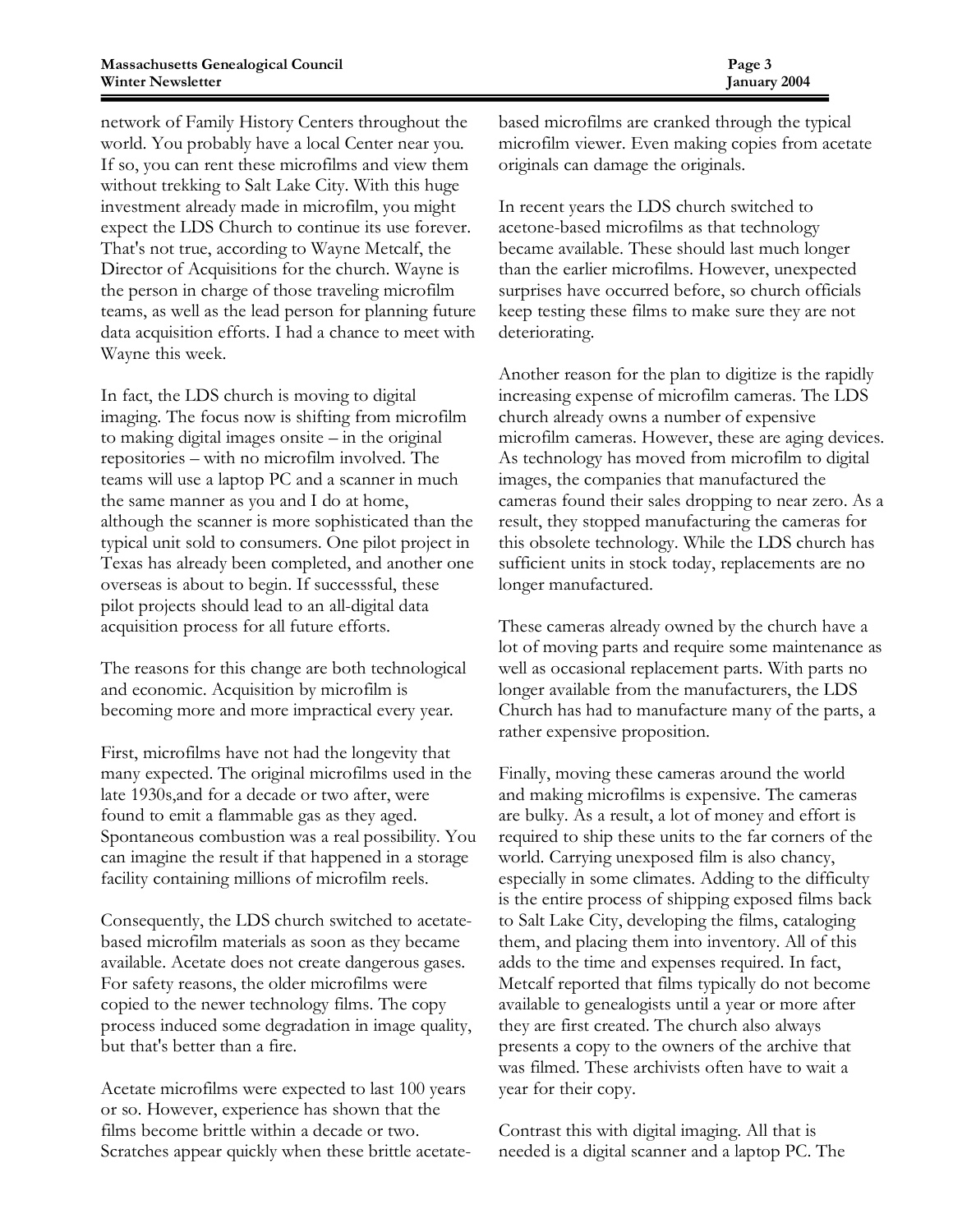network of Family History Centers throughout the world. You probably have a local Center near you. If so, you can rent these microfilms and view them without trekking to Salt Lake City. With this huge investment already made in microfilm, you might expect the LDS Church to continue its use forever. That's not true, according to Wayne Metcalf, the Director of Acquisitions for the church. Wayne is the person in charge of those traveling microfilm teams, as well as the lead person for planning future data acquisition efforts. I had a chance to meet with Wayne this week.

In fact, the LDS church is moving to digital imaging. The focus now is shifting from microfilm to making digital images onsite – in the original repositories – with no microfilm involved. The teams will use a laptop PC and a scanner in much the same manner as you and I do at home, although the scanner is more sophisticated than the typical unit sold to consumers. One pilot project in Texas has already been completed, and another one overseas is about to begin. If successsful, these pilot projects should lead to an all-digital data acquisition process for all future efforts.

The reasons for this change are both technological and economic. Acquisition by microfilm is becoming more and more impractical every year.

First, microfilms have not had the longevity that many expected. The original microfilms used in the late 1930s,and for a decade or two after, were found to emit a flammable gas as they aged. Spontaneous combustion was a real possibility. You can imagine the result if that happened in a storage facility containing millions of microfilm reels.

Consequently, the LDS church switched to acetate-based microfilm materials as soon as they became available. Acetate does not create dangerous gases. For safety reasons, the older microfilms were copied to the newer technology films. The copy process induced some degradation in image quality, but that's better than a fire.

Acetate microfilms were expected to last 100 years or so. However, experience has shown that the films become brittle within a decade or two. Scratches appear quickly when these brittle acetate-based microfilms are cranked through the typical microfilm viewer. Even making copies from acetate originals can damage the originals.

In recent years the LDS church switched to acetone-based microfilms as that technology became available. These should last much longer than the earlier microfilms. However, unexpected surprises have occurred before, so church officials keep testing these films to make sure they are not deteriorating.

Another reason for the plan to digitize is the rapidly increasing expense of microfilm cameras. The LDS church already owns a number of expensive microfilm cameras. However, these are aging devices. As technology has moved from microfilm to digital images, the companies that manufactured the cameras found their sales dropping to near zero. As a result, they stopped manufacturing the cameras for this obsolete technology. While the LDS church has sufficient units in stock today, replacements are no longer manufactured.

These cameras already owned by the church have a lot of moving parts and require some maintenance as well as occasional replacement parts. With parts no longer available from the manufacturers, the LDS Church has had to manufacture many of the parts, a rather expensive proposition.

Finally, moving these cameras around the world and making microfilms is expensive. The cameras are bulky. As a result, a lot of money and effort is required to ship these units to the far corners of the world. Carrying unexposed film is also chancy, especially in some climates. Adding to the difficulty is the entire process of shipping exposed films back to Salt Lake City, developing the films, cataloging them, and placing them into inventory. All of this adds to the time and expenses required. In fact, Metcalf reported that films typically do not become available to genealogists until a year or more after they are first created. The church also always presents a copy to the owners of the archive that was filmed. These archivists often have to wait a year for their copy.

Contrast this with digital imaging. All that is needed is a digital scanner and a laptop PC. The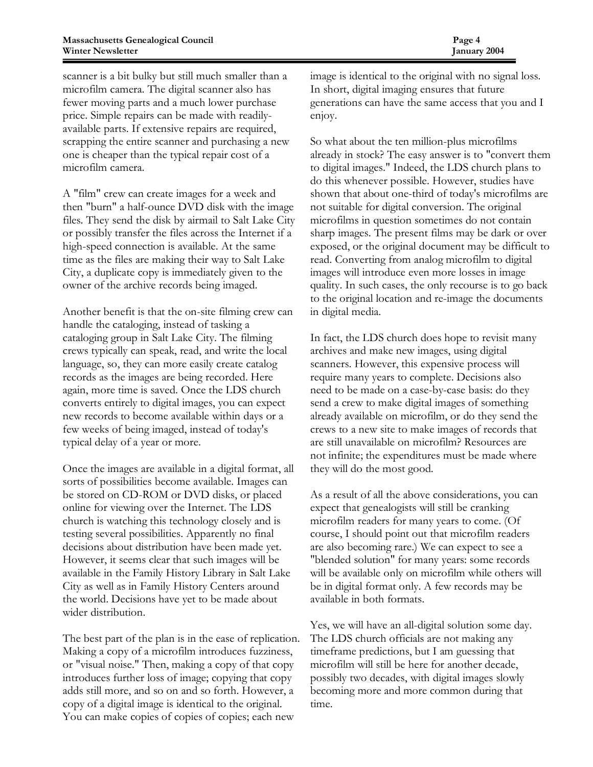scanner is a bit bulky but still much smaller than a microfilm camera. The digital scanner also has fewer moving parts and a much lower purchase price. Simple repairs can be made with readily-available parts. If extensive repairs are required, scrapping the entire scanner and purchasing a new one is cheaper than the typical repair cost of a microfilm camera.

A "film" crew can create images for a week and then "burn" a half-ounce DVD disk with the image files. They send the disk by airmail to Salt Lake City or possibly transfer the files across the Internet if a high-speed connection is available. At the same time as the files are making their way to Salt Lake City, a duplicate copy is immediately given to the owner of the archive records being imaged.

Another benefit is that the on-site filming crew can handle the cataloging, instead of tasking a cataloging group in Salt Lake City. The filming crews typically can speak, read, and write the local language, so, they can more easily create catalog records as the images are being recorded. Here again, more time is saved. Once the LDS church converts entirely to digital images, you can expect new records to become available within days or a few weeks of being imaged, instead of today's typical delay of a year or more.

Once the images are available in a digital format, all sorts of possibilities become available. Images can be stored on CD-ROM or DVD disks, or placed online for viewing over the Internet. The LDS church is watching this technology closely and is testing several possibilities. Apparently no final decisions about distribution have been made yet. However, it seems clear that such images will be available in the Family History Library in Salt Lake City as well as in Family History Centers around the world. Decisions have yet to be made about wider distribution.

The best part of the plan is in the ease of replication. Making a copy of a microfilm introduces fuzziness, or "visual noise." Then, making a copy of that copy introduces further loss of image; copying that copy adds still more, and so on and so forth. However, a copy of a digital image is identical to the original. You can make copies of copies of copies; each new image is identical to the original with no signal loss. In short, digital imaging ensures that future generations can have the same access that you and I enjoy.

So what about the ten million-plus microfilms already in stock? The easy answer is to "convert them to digital images." Indeed, the LDS church plans to do this whenever possible. However, studies have shown that about one-third of today's microfilms are not suitable for digital conversion. The original microfilms in question sometimes do not contain sharp images. The present films may be dark or over exposed, or the original document may be difficult to read. Converting from analog microfilm to digital images will introduce even more losses in image quality. In such cases, the only recourse is to go back to the original location and re-image the documents in digital media.

In fact, the LDS church does hope to revisit many archives and make new images, using digital scanners. However, this expensive process will require many years to complete. Decisions also need to be made on a case-by-case basis: do they send a crew to make digital images of something already available on microfilm, or do they send the crews to a new site to make images of records that are still unavailable on microfilm? Resources are not infinite; the expenditures must be made where they will do the most good.

As a result of all the above considerations, you can expect that genealogists will still be cranking microfilm readers for many years to come. (Of course, I should point out that microfilm readers are also becoming rare.) We can expect to see a "blended solution" for many years: some records will be available only on microfilm while others will be in digital format only. A few records may be available in both formats.

Yes, we will have an all-digital solution some day. The LDS church officials are not making any timeframe predictions, but I am guessing that microfilm will still be here for another decade, possibly two decades, with digital images slowly becoming more and more common during that time.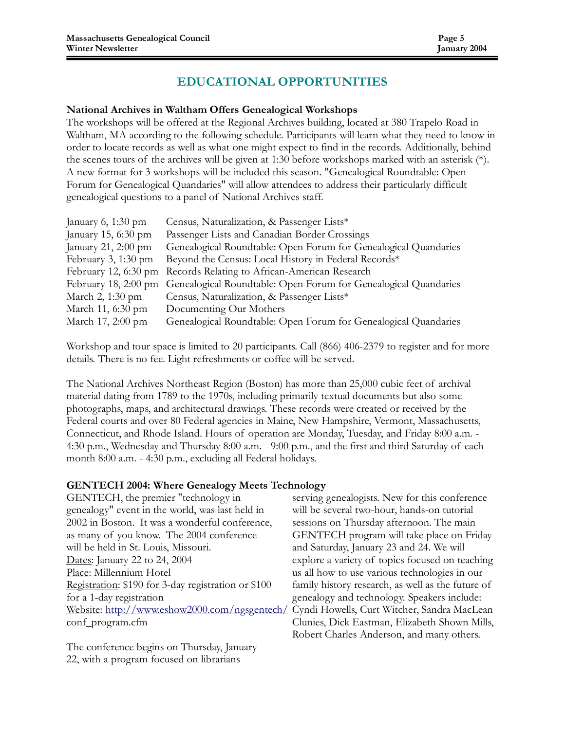# EDUCATIONAL OPPORTUNITIES

### National Archives in Waltham Offers Genealogical Workshops

The workshops will be offered at the Regional Archives building, located at 380 Trapelo Road in Waltham, MA according to the following schedule. Participants will learn what they need to know in order to locate records as well as what one might expect to find in the records. Additionally, behind the scenes tours of the archives will be given at 1:30 before workshops marked with an asterisk (*). A new format for 3 workshops will be included this season. "Genealogical Roundtable: Open Forum for Genealogical Quandaries" will allow attendees to address their particularly difficult genealogical questions to a panel of National Archives staff.

| | |
|---|---|
| January 6, 1:30 pm | Census, Naturalization, & Passenger Lists* |
| January 15, 6:30 pm | Passenger Lists and Canadian Border Crossings |
| January 21, 2:00 pm | Genealogical Roundtable: Open Forum for Genealogical Quandaries |
| February 3, 1:30 pm | Beyond the Census: Local History in Federal Records* |
| February 12, 6:30 pm | Records Relating to African-American Research |
| February 18, 2:00 pm | Genealogical Roundtable: Open Forum for Genealogical Quandaries |
| March 2, 1:30 pm | Census, Naturalization, & Passenger Lists* |
| March 11, 6:30 pm | Documenting Our Mothers |
| March 17, 2:00 pm | Genealogical Roundtable: Open Forum for Genealogical Quandaries |

Workshop and tour space is limited to 20 participants. Call (866) 406-2379 to register and for more details. There is no fee. Light refreshments or coffee will be served.

The National Archives Northeast Region (Boston) has more than 25,000 cubic feet of archival material dating from 1789 to the 1970s, including primarily textual documents but also some photographs, maps, and architectural drawings. These records were created or received by the Federal courts and over 80 Federal agencies in Maine, New Hampshire, Vermont, Massachusetts, Connecticut, and Rhode Island. Hours of operation are Monday, Tuesday, and Friday 8:00 a.m. - 4:30 p.m., Wednesday and Thursday 8:00 a.m. - 9:00 p.m., and the first and third Saturday of each month 8:00 a.m. - 4:30 p.m., excluding all Federal holidays.

### GENTECH 2004: Where Genealogy Meets Technology

GENTECH, the premier "technology in genealogy" event in the world, was last held in 2002 in Boston. It was a wonderful conference, as many of you know. The 2004 conference will be held in St. Louis, Missouri.
Dates: January 22 to 24, 2004
Place: Millennium Hotel
Registration: $190 for 3-day registration or $100 for a 1-day registration
Website: http://www.eshow2000.com/ngsgentech/conf_program.cfm

The conference begins on Thursday, January 22, with a program focused on librarians serving genealogists. New for this conference will be several two-hour, hands-on tutorial sessions on Thursday afternoon. The main GENTECH program will take place on Friday and Saturday, January 23 and 24. We will explore a variety of topics focused on teaching us all how to use various technologies in our family history research, as well as the future of genealogy and technology. Speakers include: Cyndi Howells, Curt Witcher, Sandra MacLean Clunies, Dick Eastman, Elizabeth Shown Mills, Robert Charles Anderson, and many others.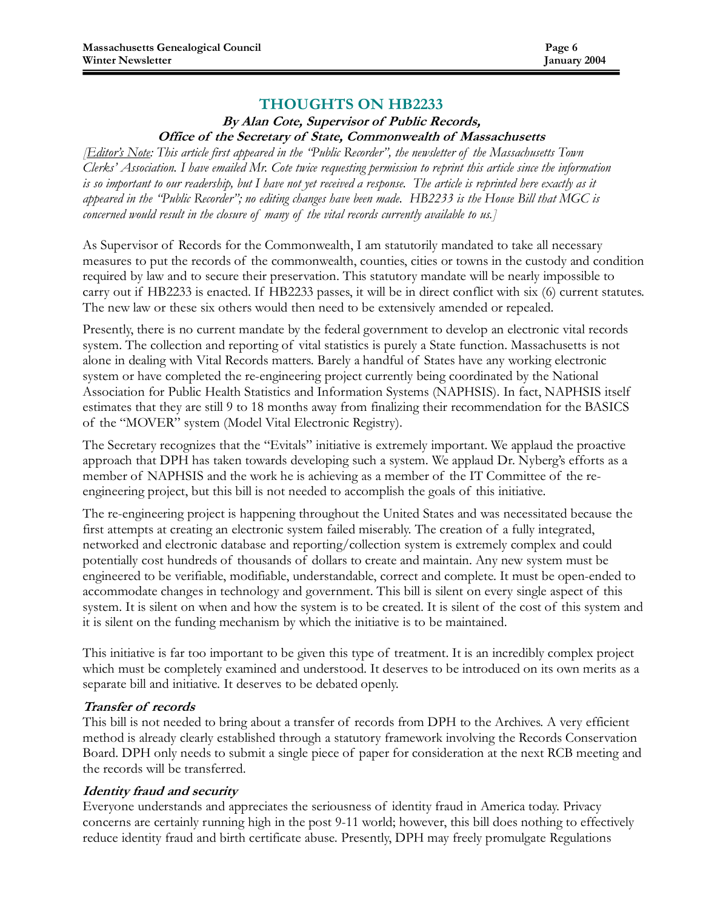## THOUGHTS ON HB2233

***By Alan Cote, Supervisor of Public Records, Office of the Secretary of State, Commonwealth of Massachusetts***

*[Editor's Note: This article first appeared in the "Public Recorder", the newsletter of the Massachusetts Town Clerks' Association. I have emailed Mr. Cote twice requesting permission to reprint this article since the information is so important to our readership, but I have not yet received a response. The article is reprinted here exactly as it appeared in the "Public Recorder"; no editing changes have been made. HB2233 is the House Bill that MGC is concerned would result in the closure of many of the vital records currently available to us.]*

As Supervisor of Records for the Commonwealth, I am statutorily mandated to take all necessary measures to put the records of the commonwealth, counties, cities or towns in the custody and condition required by law and to secure their preservation. This statutory mandate will be nearly impossible to carry out if HB2233 is enacted. If HB2233 passes, it will be in direct conflict with six (6) current statutes. The new law or these six others would then need to be extensively amended or repealed.

Presently, there is no current mandate by the federal government to develop an electronic vital records system. The collection and reporting of vital statistics is purely a State function. Massachusetts is not alone in dealing with Vital Records matters. Barely a handful of States have any working electronic system or have completed the re-engineering project currently being coordinated by the National Association for Public Health Statistics and Information Systems (NAPHSIS). In fact, NAPHSIS itself estimates that they are still 9 to 18 months away from finalizing their recommendation for the BASICS of the "MOVER" system (Model Vital Electronic Registry).

The Secretary recognizes that the "Evitals" initiative is extremely important. We applaud the proactive approach that DPH has taken towards developing such a system. We applaud Dr. Nyberg's efforts as a member of NAPHSIS and the work he is achieving as a member of the IT Committee of the re-engineering project, but this bill is not needed to accomplish the goals of this initiative.

The re-engineering project is happening throughout the United States and was necessitated because the first attempts at creating an electronic system failed miserably. The creation of a fully integrated, networked and electronic database and reporting/collection system is extremely complex and could potentially cost hundreds of thousands of dollars to create and maintain. Any new system must be engineered to be verifiable, modifiable, understandable, correct and complete. It must be open-ended to accommodate changes in technology and government. This bill is silent on every single aspect of this system. It is silent on when and how the system is to be created. It is silent of the cost of this system and it is silent on the funding mechanism by which the initiative is to be maintained.

This initiative is far too important to be given this type of treatment. It is an incredibly complex project which must be completely examined and understood. It deserves to be introduced on its own merits as a separate bill and initiative. It deserves to be debated openly.

### *Transfer of records*

This bill is not needed to bring about a transfer of records from DPH to the Archives. A very efficient method is already clearly established through a statutory framework involving the Records Conservation Board. DPH only needs to submit a single piece of paper for consideration at the next RCB meeting and the records will be transferred.

### *Identity fraud and security*

Everyone understands and appreciates the seriousness of identity fraud in America today. Privacy concerns are certainly running high in the post 9-11 world; however, this bill does nothing to effectively reduce identity fraud and birth certificate abuse. Presently, DPH may freely promulgate Regulations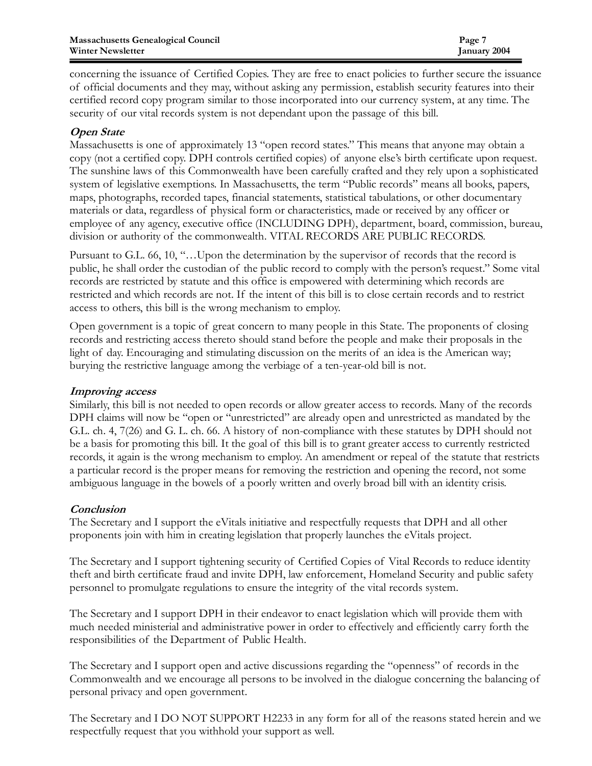concerning the issuance of Certified Copies. They are free to enact policies to further secure the issuance of official documents and they may, without asking any permission, establish security features into their certified record copy program similar to those incorporated into our currency system, at any time. The security of our vital records system is not dependant upon the passage of this bill.

### *Open State*

Massachusetts is one of approximately 13 "open record states." This means that anyone may obtain a copy (not a certified copy. DPH controls certified copies) of anyone else's birth certificate upon request. The sunshine laws of this Commonwealth have been carefully crafted and they rely upon a sophisticated system of legislative exemptions. In Massachusetts, the term "Public records" means all books, papers, maps, photographs, recorded tapes, financial statements, statistical tabulations, or other documentary materials or data, regardless of physical form or characteristics, made or received by any officer or employee of any agency, executive office (INCLUDING DPH), department, board, commission, bureau, division or authority of the commonwealth. VITAL RECORDS ARE PUBLIC RECORDS.

Pursuant to G.L. 66, 10, "…Upon the determination by the supervisor of records that the record is public, he shall order the custodian of the public record to comply with the person's request." Some vital records are restricted by statute and this office is empowered with determining which records are restricted and which records are not. If the intent of this bill is to close certain records and to restrict access to others, this bill is the wrong mechanism to employ.

Open government is a topic of great concern to many people in this State. The proponents of closing records and restricting access thereto should stand before the people and make their proposals in the light of day. Encouraging and stimulating discussion on the merits of an idea is the American way; burying the restrictive language among the verbiage of a ten-year-old bill is not.

### *Improving access*

Similarly, this bill is not needed to open records or allow greater access to records. Many of the records DPH claims will now be "open or "unrestricted" are already open and unrestricted as mandated by the G.L. ch. 4, 7(26) and G. L. ch. 66. A history of non-compliance with these statutes by DPH should not be a basis for promoting this bill. It the goal of this bill is to grant greater access to currently restricted records, it again is the wrong mechanism to employ. An amendment or repeal of the statute that restricts a particular record is the proper means for removing the restriction and opening the record, not some ambiguous language in the bowels of a poorly written and overly broad bill with an identity crisis.

### *Conclusion*

The Secretary and I support the eVitals initiative and respectfully requests that DPH and all other proponents join with him in creating legislation that properly launches the eVitals project.

The Secretary and I support tightening security of Certified Copies of Vital Records to reduce identity theft and birth certificate fraud and invite DPH, law enforcement, Homeland Security and public safety personnel to promulgate regulations to ensure the integrity of the vital records system.

The Secretary and I support DPH in their endeavor to enact legislation which will provide them with much needed ministerial and administrative power in order to effectively and efficiently carry forth the responsibilities of the Department of Public Health.

The Secretary and I support open and active discussions regarding the "openness" of records in the Commonwealth and we encourage all persons to be involved in the dialogue concerning the balancing of personal privacy and open government.

The Secretary and I DO NOT SUPPORT H2233 in any form for all of the reasons stated herein and we respectfully request that you withhold your support as well.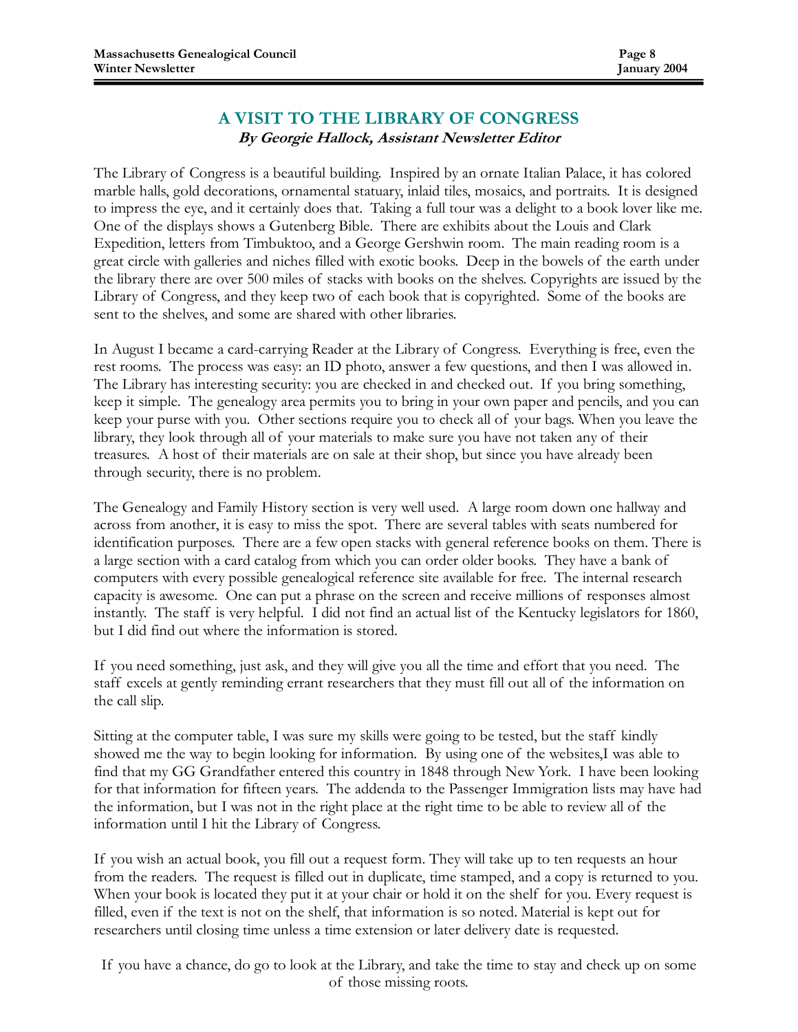# A VISIT TO THE LIBRARY OF CONGRESS

***By Georgie Hallock, Assistant Newsletter Editor***

The Library of Congress is a beautiful building. Inspired by an ornate Italian Palace, it has colored marble halls, gold decorations, ornamental statuary, inlaid tiles, mosaics, and portraits. It is designed to impress the eye, and it certainly does that. Taking a full tour was a delight to a book lover like me. One of the displays shows a Gutenberg Bible. There are exhibits about the Louis and Clark Expedition, letters from Timbuktoo, and a George Gershwin room. The main reading room is a great circle with galleries and niches filled with exotic books. Deep in the bowels of the earth under the library there are over 500 miles of stacks with books on the shelves. Copyrights are issued by the Library of Congress, and they keep two of each book that is copyrighted. Some of the books are sent to the shelves, and some are shared with other libraries.

In August I became a card-carrying Reader at the Library of Congress. Everything is free, even the rest rooms. The process was easy: an ID photo, answer a few questions, and then I was allowed in. The Library has interesting security: you are checked in and checked out. If you bring something, keep it simple. The genealogy area permits you to bring in your own paper and pencils, and you can keep your purse with you. Other sections require you to check all of your bags. When you leave the library, they look through all of your materials to make sure you have not taken any of their treasures. A host of their materials are on sale at their shop, but since you have already been through security, there is no problem.

The Genealogy and Family History section is very well used. A large room down one hallway and across from another, it is easy to miss the spot. There are several tables with seats numbered for identification purposes. There are a few open stacks with general reference books on them. There is a large section with a card catalog from which you can order older books. They have a bank of computers with every possible genealogical reference site available for free. The internal research capacity is awesome. One can put a phrase on the screen and receive millions of responses almost instantly. The staff is very helpful. I did not find an actual list of the Kentucky legislators for 1860, but I did find out where the information is stored.

If you need something, just ask, and they will give you all the time and effort that you need. The staff excels at gently reminding errant researchers that they must fill out all of the information on the call slip.

Sitting at the computer table, I was sure my skills were going to be tested, but the staff kindly showed me the way to begin looking for information. By using one of the websites,I was able to find that my GG Grandfather entered this country in 1848 through New York. I have been looking for that information for fifteen years. The addenda to the Passenger Immigration lists may have had the information, but I was not in the right place at the right time to be able to review all of the information until I hit the Library of Congress.

If you wish an actual book, you fill out a request form. They will take up to ten requests an hour from the readers. The request is filled out in duplicate, time stamped, and a copy is returned to you. When your book is located they put it at your chair or hold it on the shelf for you. Every request is filled, even if the text is not on the shelf, that information is so noted. Material is kept out for researchers until closing time unless a time extension or later delivery date is requested.

If you have a chance, do go to look at the Library, and take the time to stay and check up on some of those missing roots.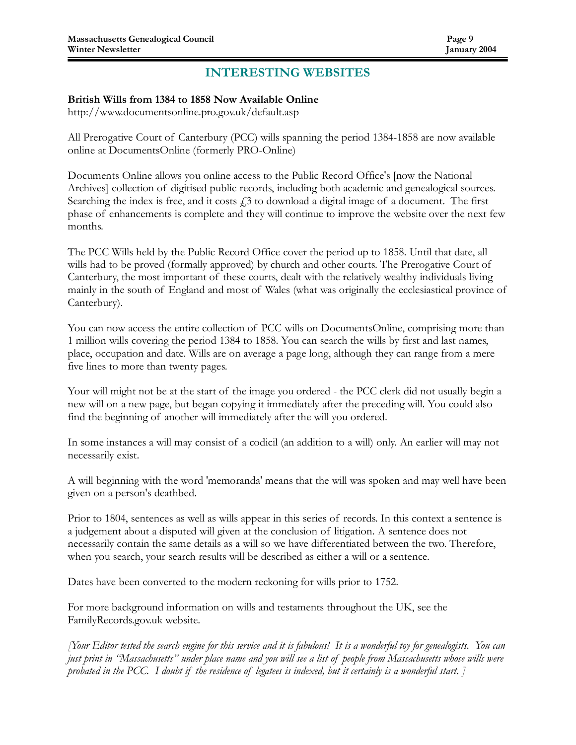## INTERESTING WEBSITES

**British Wills from 1384 to 1858 Now Available Online**
http://www.documentsonline.pro.gov.uk/default.asp

All Prerogative Court of Canterbury (PCC) wills spanning the period 1384-1858 are now available online at DocumentsOnline (formerly PRO-Online)

Documents Online allows you online access to the Public Record Office's [now the National Archives] collection of digitised public records, including both academic and genealogical sources. Searching the index is free, and it costs £3 to download a digital image of a document. The first phase of enhancements is complete and they will continue to improve the website over the next few months.

The PCC Wills held by the Public Record Office cover the period up to 1858. Until that date, all wills had to be proved (formally approved) by church and other courts. The Prerogative Court of Canterbury, the most important of these courts, dealt with the relatively wealthy individuals living mainly in the south of England and most of Wales (what was originally the ecclesiastical province of Canterbury).

You can now access the entire collection of PCC wills on DocumentsOnline, comprising more than 1 million wills covering the period 1384 to 1858. You can search the wills by first and last names, place, occupation and date. Wills are on average a page long, although they can range from a mere five lines to more than twenty pages.

Your will might not be at the start of the image you ordered - the PCC clerk did not usually begin a new will on a new page, but began copying it immediately after the preceding will. You could also find the beginning of another will immediately after the will you ordered.

In some instances a will may consist of a codicil (an addition to a will) only. An earlier will may not necessarily exist.

A will beginning with the word 'memoranda' means that the will was spoken and may well have been given on a person's deathbed.

Prior to 1804, sentences as well as wills appear in this series of records. In this context a sentence is a judgement about a disputed will given at the conclusion of litigation. A sentence does not necessarily contain the same details as a will so we have differentiated between the two. Therefore, when you search, your search results will be described as either a will or a sentence.

Dates have been converted to the modern reckoning for wills prior to 1752.

For more background information on wills and testaments throughout the UK, see the FamilyRecords.gov.uk website.

*[Your Editor tested the search engine for this service and it is fabulous! It is a wonderful toy for genealogists. You can just print in "Massachusetts" under place name and you will see a list of people from Massachusetts whose wills were probated in the PCC. I doubt if the residence of legatees is indexed, but it certainly is a wonderful start. ]*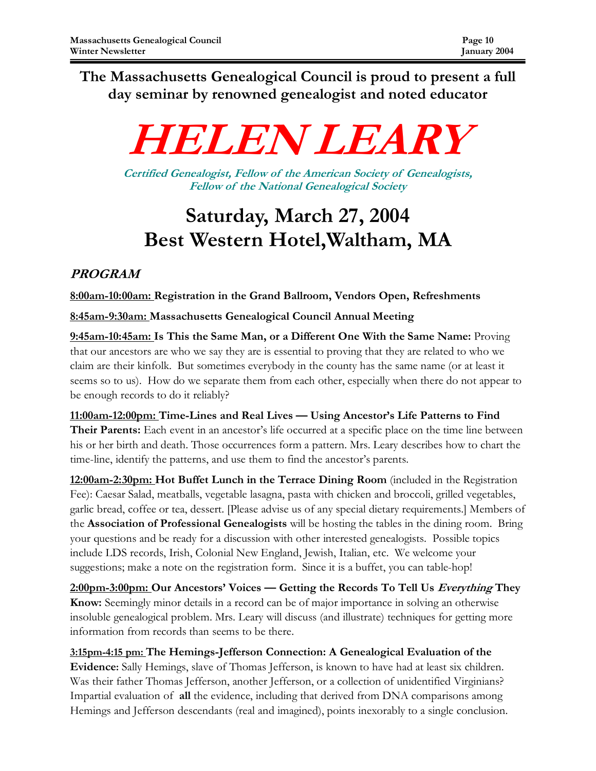**The Massachusetts Genealogical Council is proud to present a full day seminar by renowned genealogist and noted educator**

# HELEN LEARY

***Certified Genealogist, Fellow of the American Society of Genealogists, Fellow of the National Genealogical Society***

## Saturday, March 27, 2004
## Best Western Hotel,Waltham, MA

### *PROGRAM*

**8:00am-10:00am: Registration in the Grand Ballroom, Vendors Open, Refreshments**

**8:45am-9:30am: Massachusetts Genealogical Council Annual Meeting**

**9:45am-10:45am: Is This the Same Man, or a Different One With the Same Name:** Proving that our ancestors are who we say they are is essential to proving that they are related to who we claim are their kinfolk. But sometimes everybody in the county has the same name (or at least it seems so to us). How do we separate them from each other, especially when there do not appear to be enough records to do it reliably?

**11:00am-12:00pm: Time-Lines and Real Lives — Using Ancestor's Life Patterns to Find Their Parents:** Each event in an ancestor's life occurred at a specific place on the time line between his or her birth and death. Those occurrences form a pattern. Mrs. Leary describes how to chart the time-line, identify the patterns, and use them to find the ancestor's parents.

**12:00am-2:30pm: Hot Buffet Lunch in the Terrace Dining Room** (included in the Registration Fee): Caesar Salad, meatballs, vegetable lasagna, pasta with chicken and broccoli, grilled vegetables, garlic bread, coffee or tea, dessert. [Please advise us of any special dietary requirements.] Members of the **Association of Professional Genealogists** will be hosting the tables in the dining room. Bring your questions and be ready for a discussion with other interested genealogists. Possible topics include LDS records, Irish, Colonial New England, Jewish, Italian, etc. We welcome your suggestions; make a note on the registration form. Since it is a buffet, you can table-hop!

**2:00pm-3:00pm: Our Ancestors' Voices — Getting the Records To Tell Us *Everything* They Know:** Seemingly minor details in a record can be of major importance in solving an otherwise insoluble genealogical problem. Mrs. Leary will discuss (and illustrate) techniques for getting more information from records than seems to be there.

**3:15pm-4:15 pm: The Hemings-Jefferson Connection: A Genealogical Evaluation of the Evidence:** Sally Hemings, slave of Thomas Jefferson, is known to have had at least six children. Was their father Thomas Jefferson, another Jefferson, or a collection of unidentified Virginians? Impartial evaluation of **all** the evidence, including that derived from DNA comparisons among Hemings and Jefferson descendants (real and imagined), points inexorably to a single conclusion.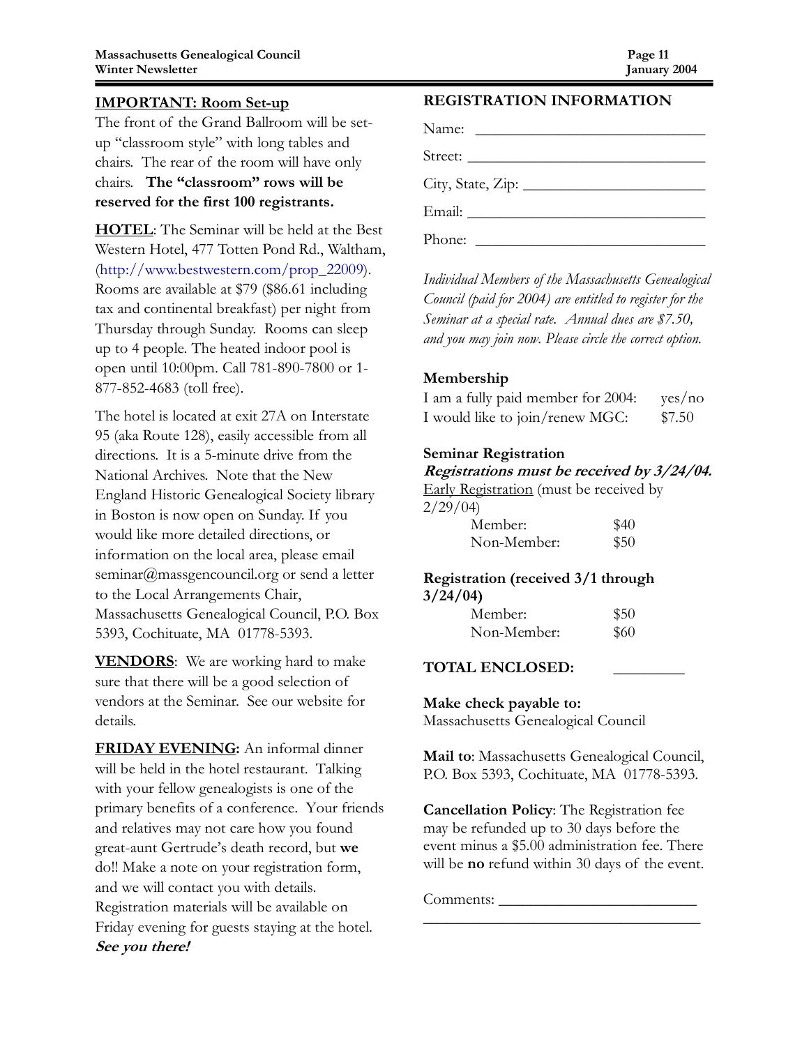**IMPORTANT: Room Set-up**

The front of the Grand Ballroom will be set-up "classroom style" with long tables and chairs. The rear of the room will have only chairs. **The "classroom" rows will be reserved for the first 100 registrants.**

**HOTEL**: The Seminar will be held at the Best Western Hotel, 477 Totten Pond Rd., Waltham, (http://www.bestwestern.com/prop_22009). Rooms are available at $79 ($86.61 including tax and continental breakfast) per night from Thursday through Sunday. Rooms can sleep up to 4 people. The heated indoor pool is open until 10:00pm. Call 781-890-7800 or 1-877-852-4683 (toll free).

The hotel is located at exit 27A on Interstate 95 (aka Route 128), easily accessible from all directions. It is a 5-minute drive from the National Archives. Note that the New England Historic Genealogical Society library in Boston is now open on Sunday. If you would like more detailed directions, or information on the local area, please email seminar@massgencouncil.org or send a letter to the Local Arrangements Chair, Massachusetts Genealogical Council, P.O. Box 5393, Cochituate, MA 01778-5393.

**VENDORS**: We are working hard to make sure that there will be a good selection of vendors at the Seminar. See our website for details.

**FRIDAY EVENING:** An informal dinner will be held in the hotel restaurant. Talking with your fellow genealogists is one of the primary benefits of a conference. Your friends and relatives may not care how you found great-aunt Gertrude's death record, but **we** do!! Make a note on your registration form, and we will contact you with details. Registration materials will be available on Friday evening for guests staying at the hotel. ***See you there!***

**REGISTRATION INFORMATION**

Name: ______________________________

Street: ______________________________

City, State, Zip: ______________________

Email: ______________________________

Phone: ______________________________

*Individual Members of the Massachusetts Genealogical Council (paid for 2004) are entitled to register for the Seminar at a special rate. Annual dues are $7.50, and you may join now. Please circle the correct option.*

**Membership**

I am a fully paid member for 2004: yes/no
I would like to join/renew MGC: $7.50

**Seminar Registration**

***Registrations must be received by 3/24/04.***

Early Registration (must be received by 2/29/04)

| | |
|---|---|
| Member: | $40 |
| Non-Member: | $50 |

**Registration (received 3/1 through 3/24/04)**

| | |
|---|---|
| Member: | $50 |
| Non-Member: | $60 |

**TOTAL ENCLOSED:** _________

**Make check payable to:**
Massachusetts Genealogical Council

**Mail to**: Massachusetts Genealogical Council, P.O. Box 5393, Cochituate, MA 01778-5393.

**Cancellation Policy**: The Registration fee may be refunded up to 30 days before the event minus a $5.00 administration fee. There will be **no** refund within 30 days of the event.

Comments: __________________________

____________________________________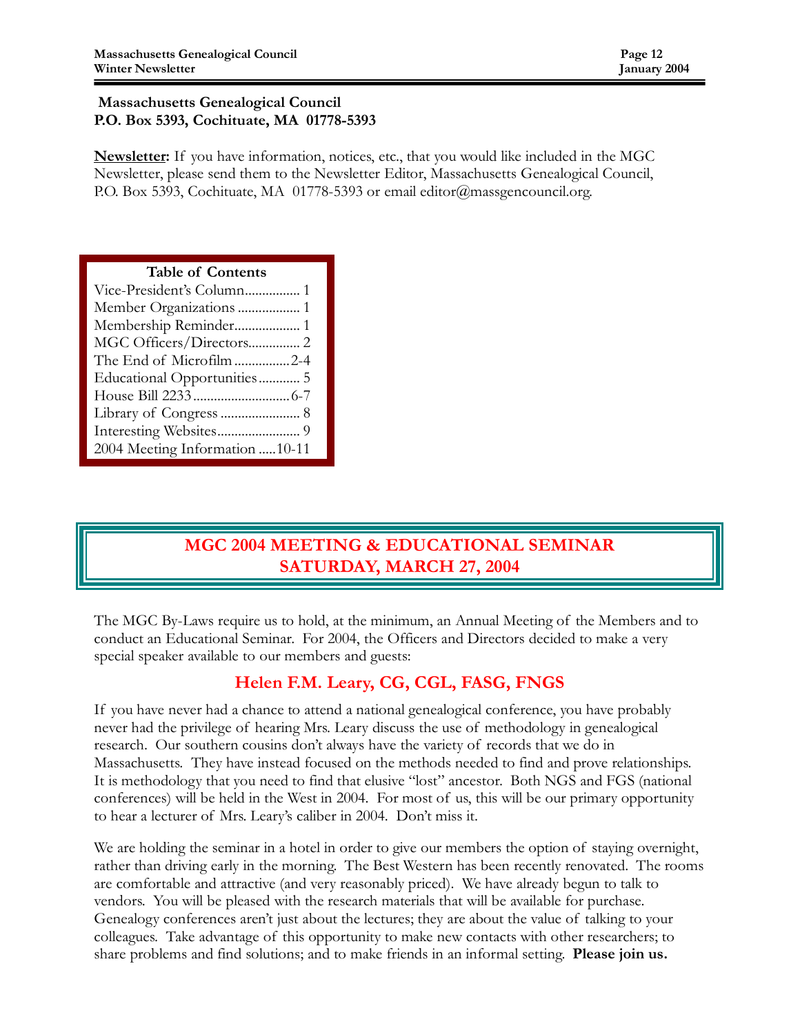**Massachusetts Genealogical Council**
**P.O. Box 5393, Cochituate, MA 01778-5393**

**Newsletter:** If you have information, notices, etc., that you would like included in the MGC Newsletter, please send them to the Newsletter Editor, Massachusetts Genealogical Council, P.O. Box 5393, Cochituate, MA 01778-5393 or email editor@massgencouncil.org.

| Table of Contents | |
|---|---|
| Vice-President's Column | 1 |
| Member Organizations | 1 |
| Membership Reminder | 1 |
| MGC Officers/Directors | 2 |
| The End of Microfilm | 2-4 |
| Educational Opportunities | 5 |
| House Bill 2233 | 6-7 |
| Library of Congress | 8 |
| Interesting Websites | 9 |
| 2004 Meeting Information | 10-11 |

## MGC 2004 MEETING & EDUCATIONAL SEMINAR
## SATURDAY, MARCH 27, 2004

The MGC By-Laws require us to hold, at the minimum, an Annual Meeting of the Members and to conduct an Educational Seminar. For 2004, the Officers and Directors decided to make a very special speaker available to our members and guests:

### Helen F.M. Leary, CG, CGL, FASG, FNGS

If you have never had a chance to attend a national genealogical conference, you have probably never had the privilege of hearing Mrs. Leary discuss the use of methodology in genealogical research. Our southern cousins don't always have the variety of records that we do in Massachusetts. They have instead focused on the methods needed to find and prove relationships. It is methodology that you need to find that elusive "lost" ancestor. Both NGS and FGS (national conferences) will be held in the West in 2004. For most of us, this will be our primary opportunity to hear a lecturer of Mrs. Leary's caliber in 2004. Don't miss it.

We are holding the seminar in a hotel in order to give our members the option of staying overnight, rather than driving early in the morning. The Best Western has been recently renovated. The rooms are comfortable and attractive (and very reasonably priced). We have already begun to talk to vendors. You will be pleased with the research materials that will be available for purchase. Genealogy conferences aren't just about the lectures; they are about the value of talking to your colleagues. Take advantage of this opportunity to make new contacts with other researchers; to share problems and find solutions; and to make friends in an informal setting. **Please join us.**